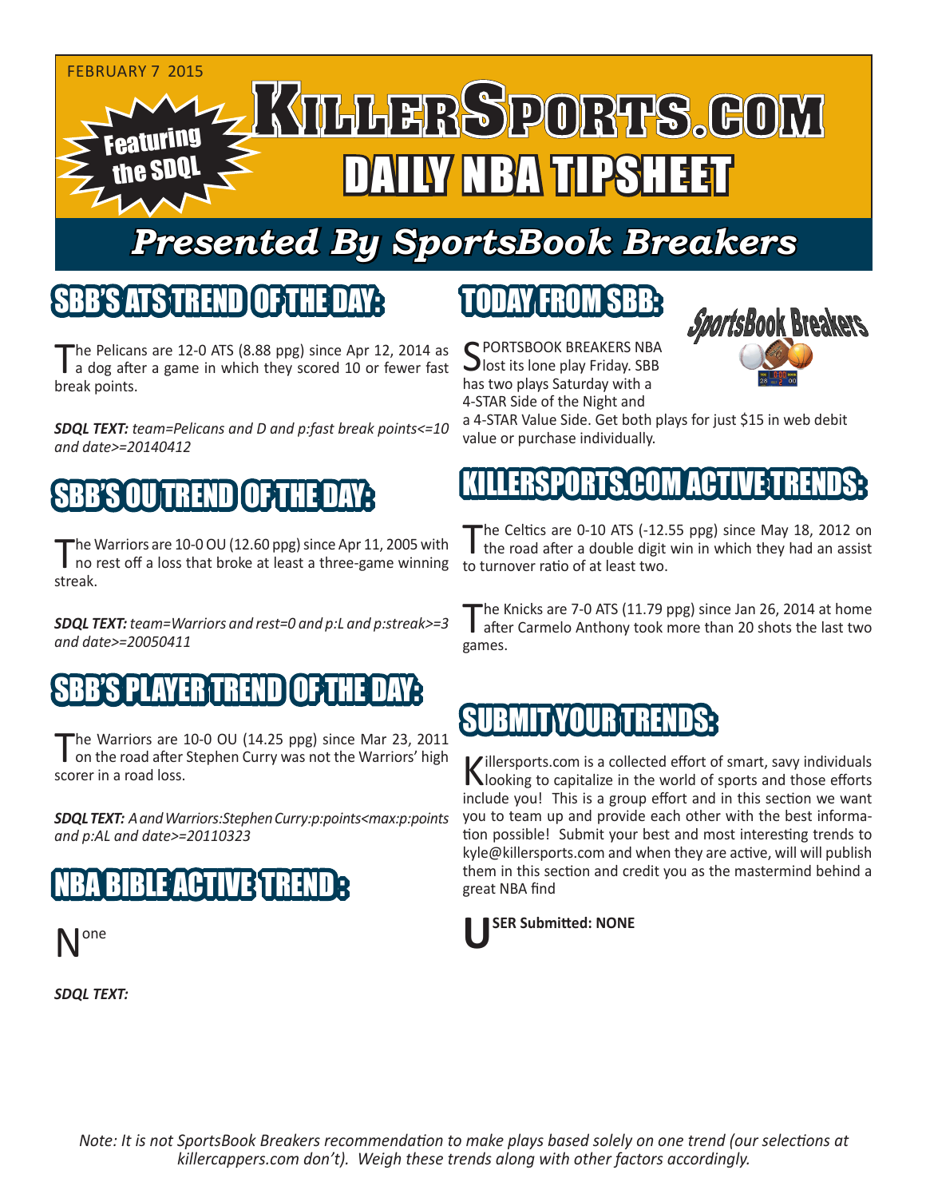FEBRUARY 7 2015

# KillerSports.com

## DAILY NBA TIPSHEET

Featuring the SDQL

*Presented By SportsBook Breakers*

## SBB'S ATS TREND OF THE DAY:

The Pelicans are 12-0 ATS (8.88 ppg) since Apr 12, 2014 as a dog after a game in which they scored 10 or fewer fast break points.

***SDQL TEXT:*** *team=Pelicans and D and p:fast break points<=10 and date>=20140412*

## SBB'S OU TREND OF THE DAY:

The Warriors are 10-0 OU (12.60 ppg) since Apr 11, 2005 with no rest off a loss that broke at least a three-game winning streak.

***SDQL TEXT:*** *team=Warriors and rest=0 and p:L and p:streak>=3 and date>=20050411*

## SBB'S PLAYER TREND OF THE DAY:

The Warriors are 10-0 OU (14.25 ppg) since Mar 23, 2011 on the road after Stephen Curry was not the Warriors' high scorer in a road loss.

***SDQL TEXT:*** *A and Warriors:Stephen Curry:p:points<max:p:points and p:AL and date>=20110323*

## NBA BIBLE ACTIVE TREND:

None

***SDQL TEXT:***

## TODAY FROM SBB:

SPORTSBOOK BREAKERS NBA lost its lone play Friday. SBB has two plays Saturday with a 4-STAR Side of the Night and a 4-STAR Value Side. Get both plays for just $15 in web debit value or purchase individually.

## KILLERSPORTS.COM ACTIVE TRENDS:

The Celtics are 0-10 ATS (-12.55 ppg) since May 18, 2012 on the road after a double digit win in which they had an assist to turnover ratio of at least two.

The Knicks are 7-0 ATS (11.79 ppg) since Jan 26, 2014 at home after Carmelo Anthony took more than 20 shots the last two games.

## SUBMIT YOUR TRENDS:

Killersports.com is a collected effort of smart, savy individuals looking to capitalize in the world of sports and those efforts include you! This is a group effort and in this section we want you to team up and provide each other with the best information possible! Submit your best and most interesting trends to kyle@killersports.com and when they are active, will will publish them in this section and credit you as the mastermind behind a great NBA find

**USER Submitted: NONE**

*Note: It is not SportsBook Breakers recommendation to make plays based solely on one trend (our selections at killercappers.com don't). Weigh these trends along with other factors accordingly.*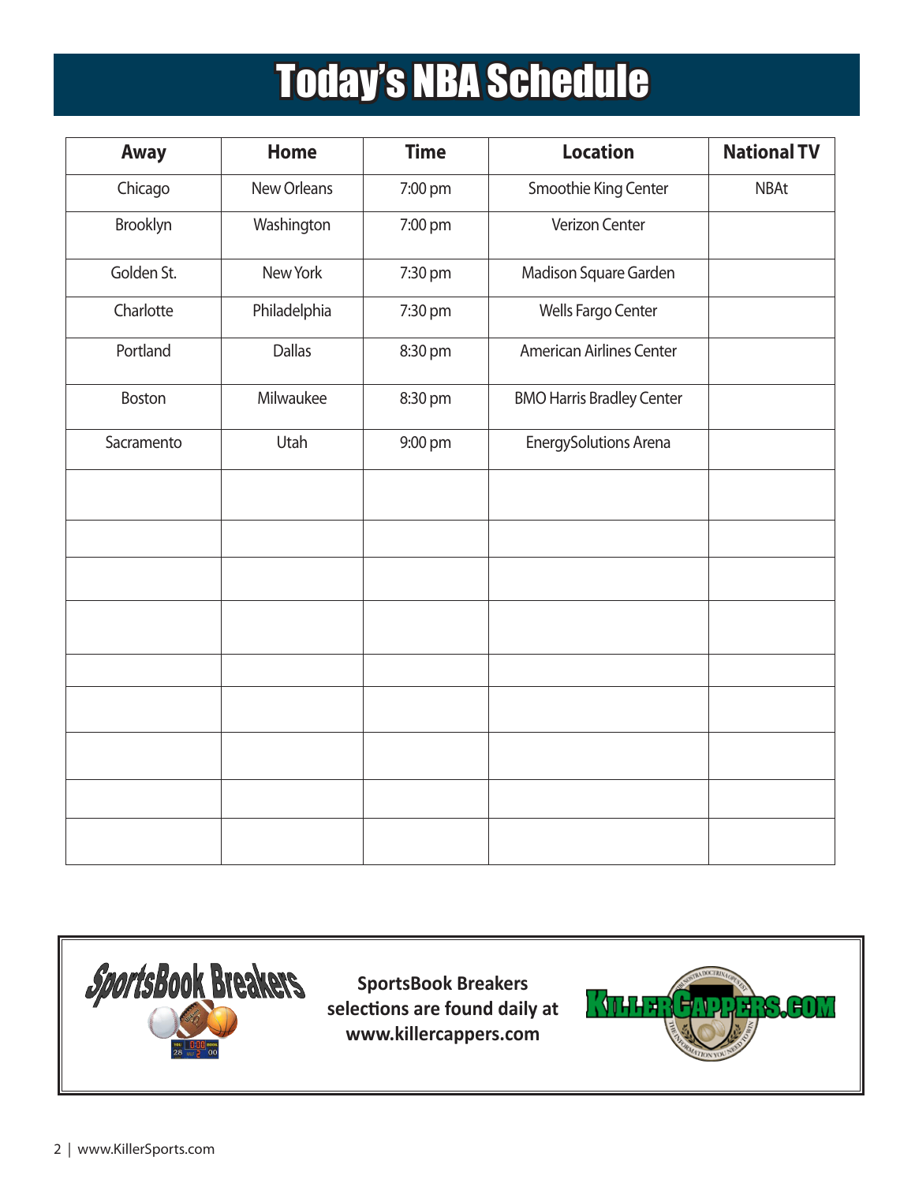# Today's NBA Schedule

| Away | Home | Time | Location | National TV |
|---|---|---|---|---|
| Chicago | New Orleans | 7:00 pm | Smoothie King Center | NBAt |
| Brooklyn | Washington | 7:00 pm | Verizon Center | |
| Golden St. | New York | 7:30 pm | Madison Square Garden | |
| Charlotte | Philadelphia | 7:30 pm | Wells Fargo Center | |
| Portland | Dallas | 8:30 pm | American Airlines Center | |
| Boston | Milwaukee | 8:30 pm | BMO Harris Bradley Center | |
| Sacramento | Utah | 9:00 pm | EnergySolutions Arena | |
| | | | | |
| | | | | |
| | | | | |
| | | | | |
| | | | | |
| | | | | |
| | | | | |
| | | | | |
| | | | | |

SportsBook Breakers

**SportsBook Breakers selections are found daily at www.killercappers.com**

KILLERCAPPERS.COM